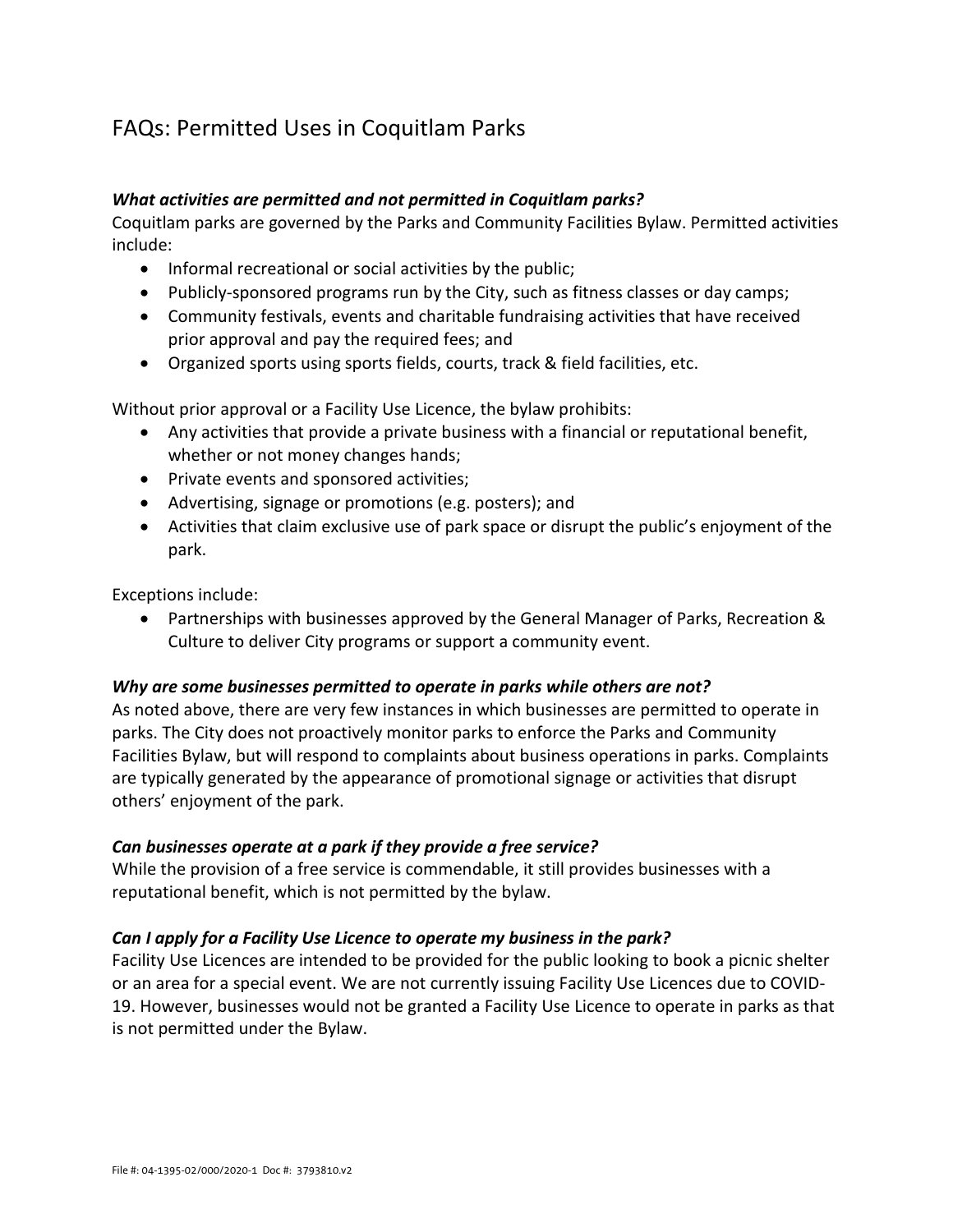# FAQs: Permitted Uses in Coquitlam Parks

***What activities are permitted and not permitted in Coquitlam parks?***

Coquitlam parks are governed by the Parks and Community Facilities Bylaw. Permitted activities include:

- Informal recreational or social activities by the public;
- Publicly-sponsored programs run by the City, such as fitness classes or day camps;
- Community festivals, events and charitable fundraising activities that have received prior approval and pay the required fees; and
- Organized sports using sports fields, courts, track & field facilities, etc.

Without prior approval or a Facility Use Licence, the bylaw prohibits:

- Any activities that provide a private business with a financial or reputational benefit, whether or not money changes hands;
- Private events and sponsored activities;
- Advertising, signage or promotions (e.g. posters); and
- Activities that claim exclusive use of park space or disrupt the public's enjoyment of the park.

Exceptions include:

- Partnerships with businesses approved by the General Manager of Parks, Recreation & Culture to deliver City programs or support a community event.

***Why are some businesses permitted to operate in parks while others are not?***

As noted above, there are very few instances in which businesses are permitted to operate in parks. The City does not proactively monitor parks to enforce the Parks and Community Facilities Bylaw, but will respond to complaints about business operations in parks. Complaints are typically generated by the appearance of promotional signage or activities that disrupt others' enjoyment of the park.

***Can businesses operate at a park if they provide a free service?***

While the provision of a free service is commendable, it still provides businesses with a reputational benefit, which is not permitted by the bylaw.

***Can I apply for a Facility Use Licence to operate my business in the park?***

Facility Use Licences are intended to be provided for the public looking to book a picnic shelter or an area for a special event. We are not currently issuing Facility Use Licences due to COVID-19. However, businesses would not be granted a Facility Use Licence to operate in parks as that is not permitted under the Bylaw.

File #: 04-1395-02/000/2020-1 Doc #: 3793810.v2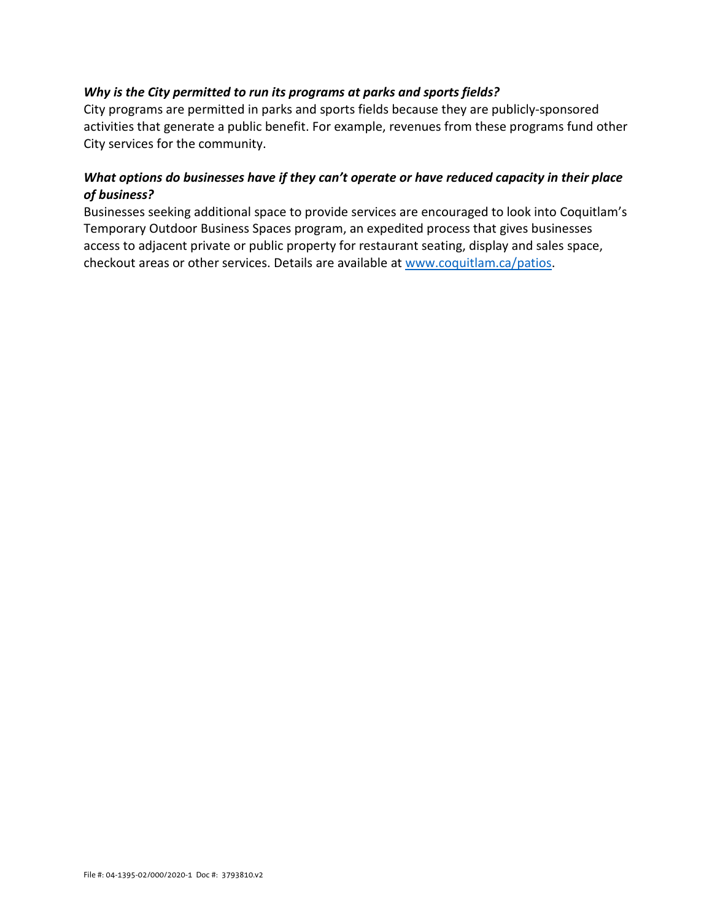***Why is the City permitted to run its programs at parks and sports fields?***

City programs are permitted in parks and sports fields because they are publicly-sponsored activities that generate a public benefit. For example, revenues from these programs fund other City services for the community.

***What options do businesses have if they can't operate or have reduced capacity in their place of business?***

Businesses seeking additional space to provide services are encouraged to look into Coquitlam's Temporary Outdoor Business Spaces program, an expedited process that gives businesses access to adjacent private or public property for restaurant seating, display and sales space, checkout areas or other services. Details are available at [www.coquitlam.ca/patios](www.coquitlam.ca/patios).

File #: 04-1395-02/000/2020-1 Doc #: 3793810.v2